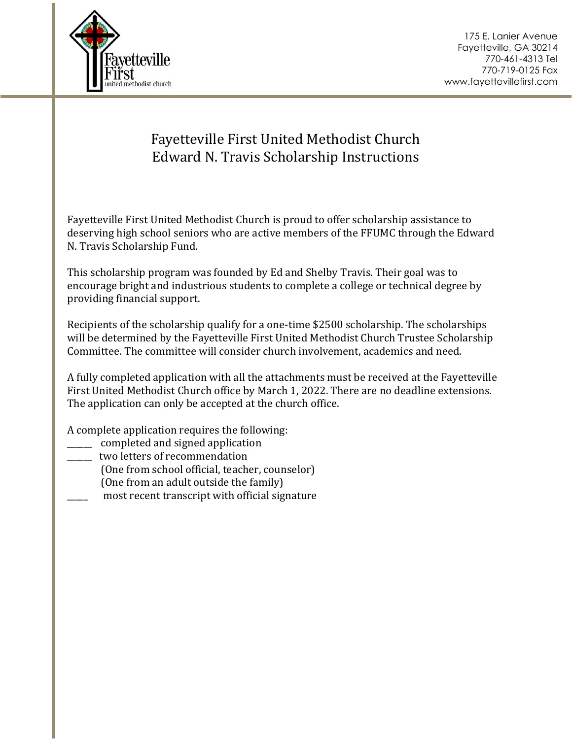175 E. Lanier Avenue
Fayetteville, GA 30214
770-461-4313 Tel
770-719-0125 Fax
www.fayettevillefirst.com

# Fayetteville First United Methodist Church
# Edward N. Travis Scholarship Instructions

Fayetteville First United Methodist Church is proud to offer scholarship assistance to deserving high school seniors who are active members of the FFUMC through the Edward N. Travis Scholarship Fund.

This scholarship program was founded by Ed and Shelby Travis. Their goal was to encourage bright and industrious students to complete a college or technical degree by providing financial support.

Recipients of the scholarship qualify for a one-time $2500 scholarship. The scholarships will be determined by the Fayetteville First United Methodist Church Trustee Scholarship Committee. The committee will consider church involvement, academics and need.

A fully completed application with all the attachments must be received at the Fayetteville First United Methodist Church office by March 1, 2022. There are no deadline extensions. The application can only be accepted at the church office.

A complete application requires the following:

_____ completed and signed application

_____ two letters of recommendation
(One from school official, teacher, counselor)
(One from an adult outside the family)

____ most recent transcript with official signature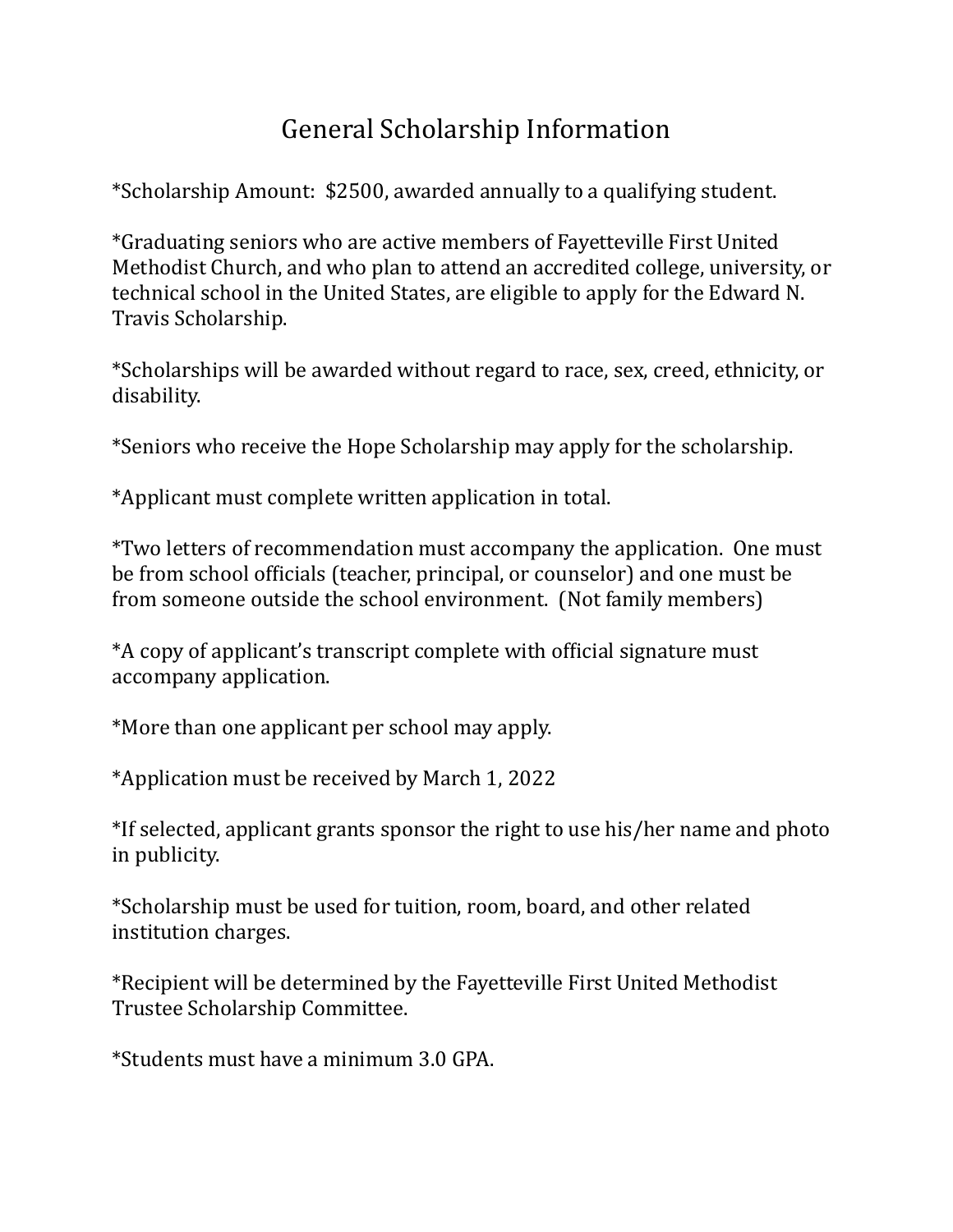# General Scholarship Information

*Scholarship Amount: $2500, awarded annually to a qualifying student.

*Graduating seniors who are active members of Fayetteville First United Methodist Church, and who plan to attend an accredited college, university, or technical school in the United States, are eligible to apply for the Edward N. Travis Scholarship.

*Scholarships will be awarded without regard to race, sex, creed, ethnicity, or disability.

*Seniors who receive the Hope Scholarship may apply for the scholarship.

*Applicant must complete written application in total.

*Two letters of recommendation must accompany the application. One must be from school officials (teacher, principal, or counselor) and one must be from someone outside the school environment. (Not family members)

*A copy of applicant's transcript complete with official signature must accompany application.

*More than one applicant per school may apply.

*Application must be received by March 1, 2022

*If selected, applicant grants sponsor the right to use his/her name and photo in publicity.

*Scholarship must be used for tuition, room, board, and other related institution charges.

*Recipient will be determined by the Fayetteville First United Methodist Trustee Scholarship Committee.

*Students must have a minimum 3.0 GPA.